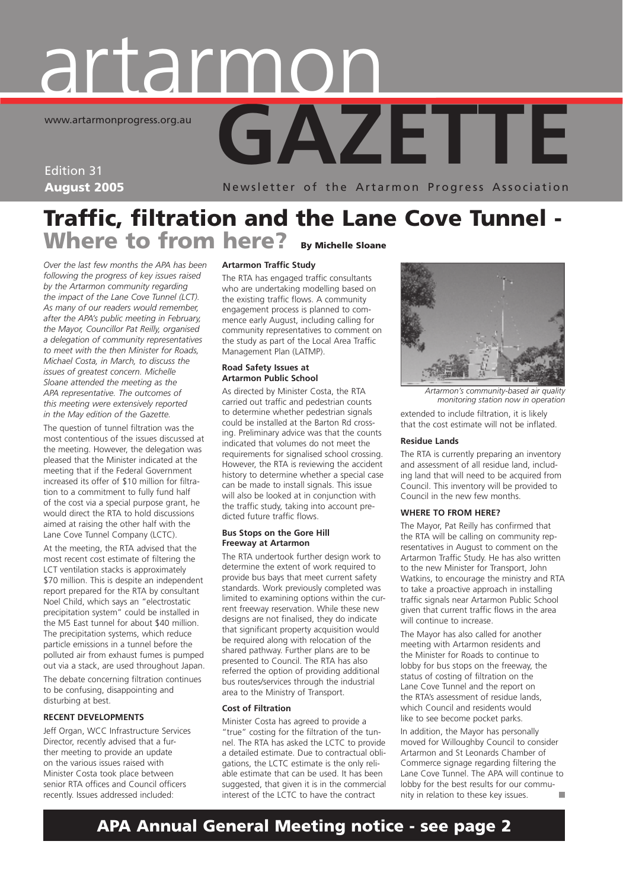# artarmon GAZETTE

www.artarmonprogress.org.au

Edition 31
**August 2005**

Newsletter of the Artarmon Progress Association

# Traffic, filtration and the Lane Cove Tunnel - Where to from here?

**By Michelle Sloane**

*Over the last few months the APA has been following the progress of key issues raised by the Artarmon community regarding the impact of the Lane Cove Tunnel (LCT). As many of our readers would remember, after the APA's public meeting in February, the Mayor, Councillor Pat Reilly, organised a delegation of community representatives to meet with the then Minister for Roads, Michael Costa, in March, to discuss the issues of greatest concern. Michelle Sloane attended the meeting as the APA representative. The outcomes of this meeting were extensively reported in the May edition of the Gazette.*

The question of tunnel filtration was the most contentious of the issues discussed at the meeting. However, the delegation was pleased that the Minister indicated at the meeting that if the Federal Government increased its offer of $10 million for filtration to a commitment to fully fund half of the cost via a special purpose grant, he would direct the RTA to hold discussions aimed at raising the other half with the Lane Cove Tunnel Company (LCTC).

At the meeting, the RTA advised that the most recent cost estimate of filtering the LCT ventilation stacks is approximately $70 million. This is despite an independent report prepared for the RTA by consultant Noel Child, which says an "electrostatic precipitation system" could be installed in the M5 East tunnel for about $40 million. The precipitation systems, which reduce particle emissions in a tunnel before the polluted air from exhaust fumes is pumped out via a stack, are used throughout Japan.

The debate concerning filtration continues to be confusing, disappointing and disturbing at best.

**RECENT DEVELOPMENTS**

Jeff Organ, WCC Infrastructure Services Director, recently advised that a further meeting to provide an update on the various issues raised with Minister Costa took place between senior RTA offices and Council officers recently. Issues addressed included:

**Artarmon Traffic Study**

The RTA has engaged traffic consultants who are undertaking modelling based on the existing traffic flows. A community engagement process is planned to commence early August, including calling for community representatives to comment on the study as part of the Local Area Traffic Management Plan (LATMP).

**Road Safety Issues at Artarmon Public School**

As directed by Minister Costa, the RTA carried out traffic and pedestrian counts to determine whether pedestrian signals could be installed at the Barton Rd crossing. Preliminary advice was that the counts indicated that volumes do not meet the requirements for signalised school crossing. However, the RTA is reviewing the accident history to determine whether a special case can be made to install signals. This issue will also be looked at in conjunction with the traffic study, taking into account predicted future traffic flows.

**Bus Stops on the Gore Hill Freeway at Artarmon**

The RTA undertook further design work to determine the extent of work required to provide bus bays that meet current safety standards. Work previously completed was limited to examining options within the current freeway reservation. While these new designs are not finalised, they do indicate that significant property acquisition would be required along with relocation of the shared pathway. Further plans are to be presented to Council. The RTA has also referred the option of providing additional bus routes/services through the industrial area to the Ministry of Transport.

**Cost of Filtration**

Minister Costa has agreed to provide a "true" costing for the filtration of the tunnel. The RTA has asked the LCTC to provide a detailed estimate. Due to contractual obligations, the LCTC estimate is the only reliable estimate that can be used. It has been suggested, that given it is in the commercial interest of the LCTC to have the contract extended to include filtration, it is likely that the cost estimate will not be inflated.

*Artarmon's community-based air quality monitoring station now in operation*

**Residue Lands**

The RTA is currently preparing an inventory and assessment of all residue land, including land that will need to be acquired from Council. This inventory will be provided to Council in the new few months.

**WHERE TO FROM HERE?**

The Mayor, Pat Reilly has confirmed that the RTA will be calling on community representatives in August to comment on the Artarmon Traffic Study. He has also written to the new Minister for Transport, John Watkins, to encourage the ministry and RTA to take a proactive approach in installing traffic signals near Artarmon Public School given that current traffic flows in the area will continue to increase.

The Mayor has also called for another meeting with Artarmon residents and the Minister for Roads to continue to lobby for bus stops on the freeway, the status of costing of filtration on the Lane Cove Tunnel and the report on the RTA's assessment of residue lands, which Council and residents would like to see become pocket parks.

In addition, the Mayor has personally moved for Willoughby Council to consider Artarmon and St Leonards Chamber of Commerce signage regarding filtering the Lane Cove Tunnel. The APA will continue to lobby for the best results for our community in relation to these key issues.

## APA Annual General Meeting notice - see page 2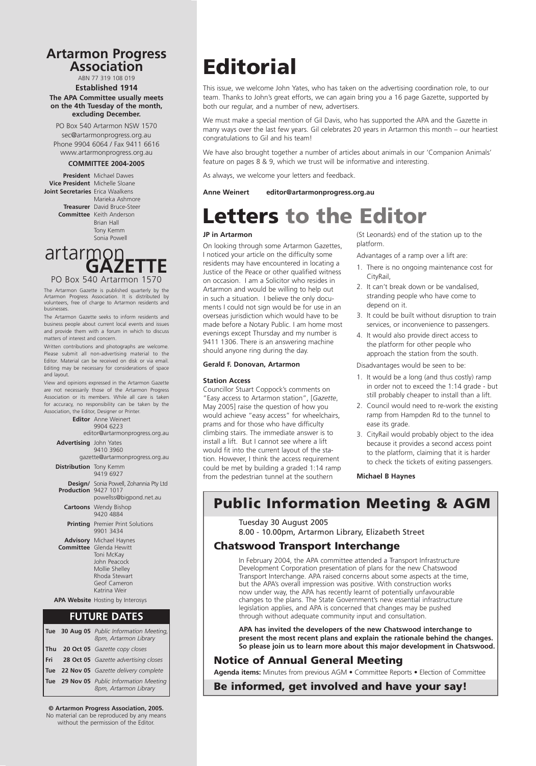## Artarmon Progress Association

ABN 77 319 108 019

**Established 1914**

**The APA Committee usually meets on the 4th Tuesday of the month, excluding December.**

PO Box 540 Artarmon NSW 1570
sec@artarmonprogress.org.au
Phone 9904 6064 / Fax 9411 6616
www.artarmonprogress.org.au

**COMMITTEE 2004-2005**

**President** Michael Dawes
**Vice President** Michelle Sloane
**Joint Secretaries** Erica Waalkens, Marieka Ashmore
**Treasurer** David Bruce-Steer
**Committee** Keith Anderson, Brian Hall, Tony Kemm, Sonia Powell

## artarmon GAZETTE

PO Box 540 Artarmon 1570

The Artarmon Gazette is published quarterly by the Artarmon Progress Association. It is distributed by volunteers, free of charge to Artarmon residents and businesses.

The Artarmon Gazette seeks to inform residents and business people about current local events and issues and provide them with a forum in which to discuss matters of interest and concern.

Written contributions and photographs are welcome. Please submit all non-advertising material to the Editor. Material can be received on disk or via email. Editing may be necessary for considerations of space and layout.

View and opinions expressed in the Artarmon Gazette are not necessarily those of the Artarmon Progress Association or its members. While all care is taken for accuracy, no responsibility can be taken by the Association, the Editor, Designer or Printer.

**Editor** Anne Weinert, 9904 6223, editor@artarmonprogress.org.au
**Advertising** John Yates, 9410 3960, gazette@artarmonprogress.org.au
**Distribution** Tony Kemm, 9419 6927
**Design/Production** Sonia Powell, Zohannia Pty Ltd, 9427 1017, powellss@bigpond.net.au
**Cartoons** Wendy Bishop, 9420 4884
**Printing** Premier Print Solutions, 9901 3434
**Advisory Committee** Michael Haynes, Glenda Hewitt, Toni McKay, John Peacock, Mollie Shelley, Rhoda Stewart, Geof Cameron, Katrina Weir
**APA Website** Hosting by Interosys

### FUTURE DATES

| | | |
|---|---|---|
| Tue | 30 Aug 05 | *Public Information Meeting, 8pm, Artarmon Library* |
| Thu | 20 Oct 05 | *Gazette copy closes* |
| Fri | 28 Oct 05 | *Gazette advertising closes* |
| Tue | 22 Nov 05 | *Gazette delivery complete* |
| Tue | 29 Nov 05 | *Public Information Meeting 8pm, Artarmon Library* |

**© Artarmon Progress Association, 2005.** No material can be reproduced by any means without the permission of the Editor.

# Editorial

This issue, we welcome John Yates, who has taken on the advertising coordination role, to our team. Thanks to John's great efforts, we can again bring you a 16 page Gazette, supported by both our regular, and a number of new, advertisers.

We must make a special mention of Gil Davis, who has supported the APA and the Gazette in many ways over the last few years. Gil celebrates 20 years in Artarmon this month – our heartiest congratulations to Gil and his team!

We have also brought together a number of articles about animals in our 'Companion Animals' feature on pages 8 & 9, which we trust will be informative and interesting.

As always, we welcome your letters and feedback.

**Anne Weinert editor@artarmonprogress.org.au**

# Letters to the Editor

### JP in Artarmon

On looking through some Artarmon Gazettes, I noticed your article on the difficulty some residents may have encountered in locating a Justice of the Peace or other qualified witness on occasion. I am a Solicitor who resides in Artarmon and would be willing to help out in such a situation. I believe the only documents I could not sign would be for use in an overseas jurisdiction which would have to be made before a Notary Public. I am home most evenings except Thursday and my number is 9411 1306. There is an answering machine should anyone ring during the day.

**Gerald F. Donovan, Artarmon**

### Station Access

Councillor Stuart Coppock's comments on "Easy access to Artarmon station", [*Gazette*, May 2005] raise the question of how you would achieve "easy access" for wheelchairs, prams and for those who have difficulty climbing stairs. The immediate answer is to install a lift. But I cannot see where a lift would fit into the current layout of the station. However, I think the access requirement could be met by building a graded 1:14 ramp from the pedestrian tunnel at the southern (St Leonards) end of the station up to the platform.

Advantages of a ramp over a lift are:

1. There is no ongoing maintenance cost for CityRail,
2. It can't break down or be vandalised, stranding people who have come to depend on it.
3. It could be built without disruption to train services, or inconvenience to passengers.
4. It would also provide direct access to the platform for other people who approach the station from the south.

Disadvantages would be seen to be:

1. It would be a long (and thus costly) ramp in order not to exceed the 1:14 grade - but still probably cheaper to install than a lift.
2. Council would need to re-work the existing ramp from Hampden Rd to the tunnel to ease its grade.
3. CityRail would probably object to the idea because it provides a second access point to the platform, claiming that it is harder to check the tickets of exiting passengers.

**Michael B Haynes**

## Public Information Meeting & AGM

Tuesday 30 August 2005
8.00 - 10.00pm, Artarmon Library, Elizabeth Street

### Chatswood Transport Interchange

In February 2004, the APA committee attended a Transport Infrastructure Development Corporation presentation of plans for the new Chatswood Transport Interchange. APA raised concerns about some aspects at the time, but the APA's overall impression was positive. With construction works now under way, the APA has recently learnt of potentially unfavourable changes to the plans. The State Government's new essential infrastructure legislation applies, and APA is concerned that changes may be pushed through without adequate community input and consultation.

**APA has invited the developers of the new Chatswood interchange to present the most recent plans and explain the rationale behind the changes. So please join us to learn more about this major development in Chatswood.**

### Notice of Annual General Meeting

**Agenda items:** Minutes from previous AGM • Committee Reports • Election of Committee

**Be informed, get involved and have your say!**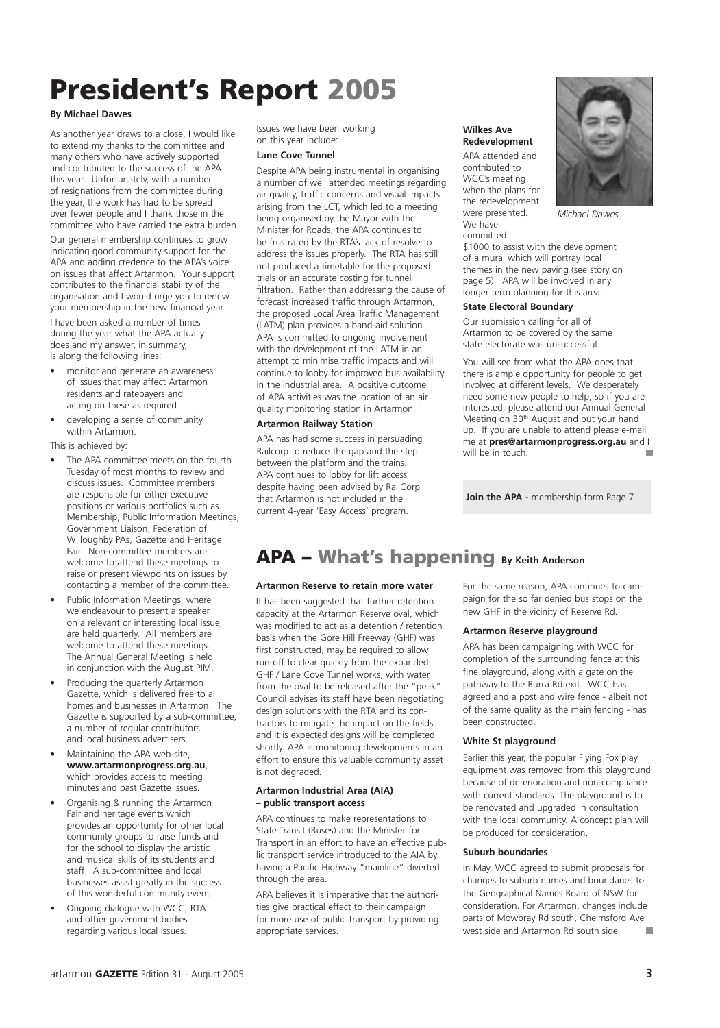# President's Report 2005

**By Michael Dawes**

As another year draws to a close, I would like to extend my thanks to the committee and many others who have actively supported and contributed to the success of the APA this year. Unfortunately, with a number of resignations from the committee during the year, the work has had to be spread over fewer people and I thank those in the committee who have carried the extra burden.

Our general membership continues to grow indicating good community support for the APA and adding credence to the APA's voice on issues that affect Artarmon. Your support contributes to the financial stability of the organisation and I would urge you to renew your membership in the new financial year.

I have been asked a number of times during the year what the APA actually does and my answer, in summary, is along the following lines:

- monitor and generate an awareness of issues that may affect Artarmon residents and ratepayers and acting on these as required
- developing a sense of community within Artarmon.

This is achieved by:

- The APA committee meets on the fourth Tuesday of most months to review and discuss issues. Committee members are responsible for either executive positions or various portfolios such as Membership, Public Information Meetings, Government Liaison, Federation of Willoughby PAs, Gazette and Heritage Fair. Non-committee members are welcome to attend these meetings to raise or present viewpoints on issues by contacting a member of the committee.
- Public Information Meetings, where we endeavour to present a speaker on a relevant or interesting local issue, are held quarterly. All members are welcome to attend these meetings. The Annual General Meeting is held in conjunction with the August PIM.
- Producing the quarterly Artarmon Gazette, which is delivered free to all homes and businesses in Artarmon. The Gazette is supported by a sub-committee, a number of regular contributors and local business advertisers.
- Maintaining the APA web-site, **www.artarmonprogress.org.au**, which provides access to meeting minutes and past Gazette issues.
- Organising & running the Artarmon Fair and heritage events which provides an opportunity for other local community groups to raise funds and for the school to display the artistic and musical skills of its students and staff. A sub-committee and local businesses assist greatly in the success of this wonderful community event.
- Ongoing dialogue with WCC, RTA and other government bodies regarding various local issues.

Issues we have been working on this year include:

**Lane Cove Tunnel**

Despite APA being instrumental in organising a number of well attended meetings regarding air quality, traffic concerns and visual impacts arising from the LCT, which led to a meeting being organised by the Mayor with the Minister for Roads, the APA continues to be frustrated by the RTA's lack of resolve to address the issues properly. The RTA has still not produced a timetable for the proposed trials or an accurate costing for tunnel filtration. Rather than addressing the cause of forecast increased traffic through Artarmon, the proposed Local Area Traffic Management (LATM) plan provides a band-aid solution. APA is committed to ongoing involvement with the development of the LATM in an attempt to minimise traffic impacts and will continue to lobby for improved bus availability in the industrial area. A positive outcome of APA activities was the location of an air quality monitoring station in Artarmon.

**Artarmon Railway Station**

APA has had some success in persuading Railcorp to reduce the gap and the step between the platform and the trains. APA continues to lobby for lift access despite having been advised by RailCorp that Artarmon is not included in the current 4-year 'Easy Access' program.

**Wilkes Ave Redevelopment**

*Michael Dawes*

APA attended and contributed to WCC's meeting when the plans for the redevelopment were presented. We have committed $1000 to assist with the development of a mural which will portray local themes in the new paving (see story on page 5). APA will be involved in any longer term planning for this area.

**State Electoral Boundary**

Our submission calling for all of Artarmon to be covered by the same state electorate was unsuccessful.

You will see from what the APA does that there is ample opportunity for people to get involved at different levels. We desperately need some new people to help, so if you are interested, please attend our Annual General Meeting on 30th August and put your hand up. If you are unable to attend please e-mail me at **pres@artarmonprogress.org.au** and I will be in touch.

**Join the APA -** membership form Page 7

# APA – What's happening **By Keith Anderson**

**Artarmon Reserve to retain more water**

It has been suggested that further retention capacity at the Artarmon Reserve oval, which was modified to act as a detention / retention basis when the Gore Hill Freeway (GHF) was first constructed, may be required to allow run-off to clear quickly from the expanded GHF / Lane Cove Tunnel works, with water from the oval to be released after the "peak". Council advises its staff have been negotiating design solutions with the RTA and its contractors to mitigate the impact on the fields and it is expected designs will be completed shortly. APA is monitoring developments in an effort to ensure this valuable community asset is not degraded.

**Artarmon Industrial Area (AIA) – public transport access**

APA continues to make representations to State Transit (Buses) and the Minister for Transport in an effort to have an effective public transport service introduced to the AIA by having a Pacific Highway "mainline" diverted through the area.

APA believes it is imperative that the authorities give practical effect to their campaign for more use of public transport by providing appropriate services.

For the same reason, APA continues to campaign for the so far denied bus stops on the new GHF in the vicinity of Reserve Rd.

**Artarmon Reserve playground**

APA has been campaigning with WCC for completion of the surrounding fence at this fine playground, along with a gate on the pathway to the Burra Rd exit. WCC has agreed and a post and wire fence - albeit not of the same quality as the main fencing - has been constructed.

**White St playground**

Earlier this year, the popular Flying Fox play equipment was removed from this playground because of deterioration and non-compliance with current standards. The playground is to be renovated and upgraded in consultation with the local community. A concept plan will be produced for consideration.

**Suburb boundaries**

In May, WCC agreed to submit proposals for changes to suburb names and boundaries to the Geographical Names Board of NSW for consideration. For Artarmon, changes include parts of Mowbray Rd south, Chelmsford Ave west side and Artarmon Rd south side.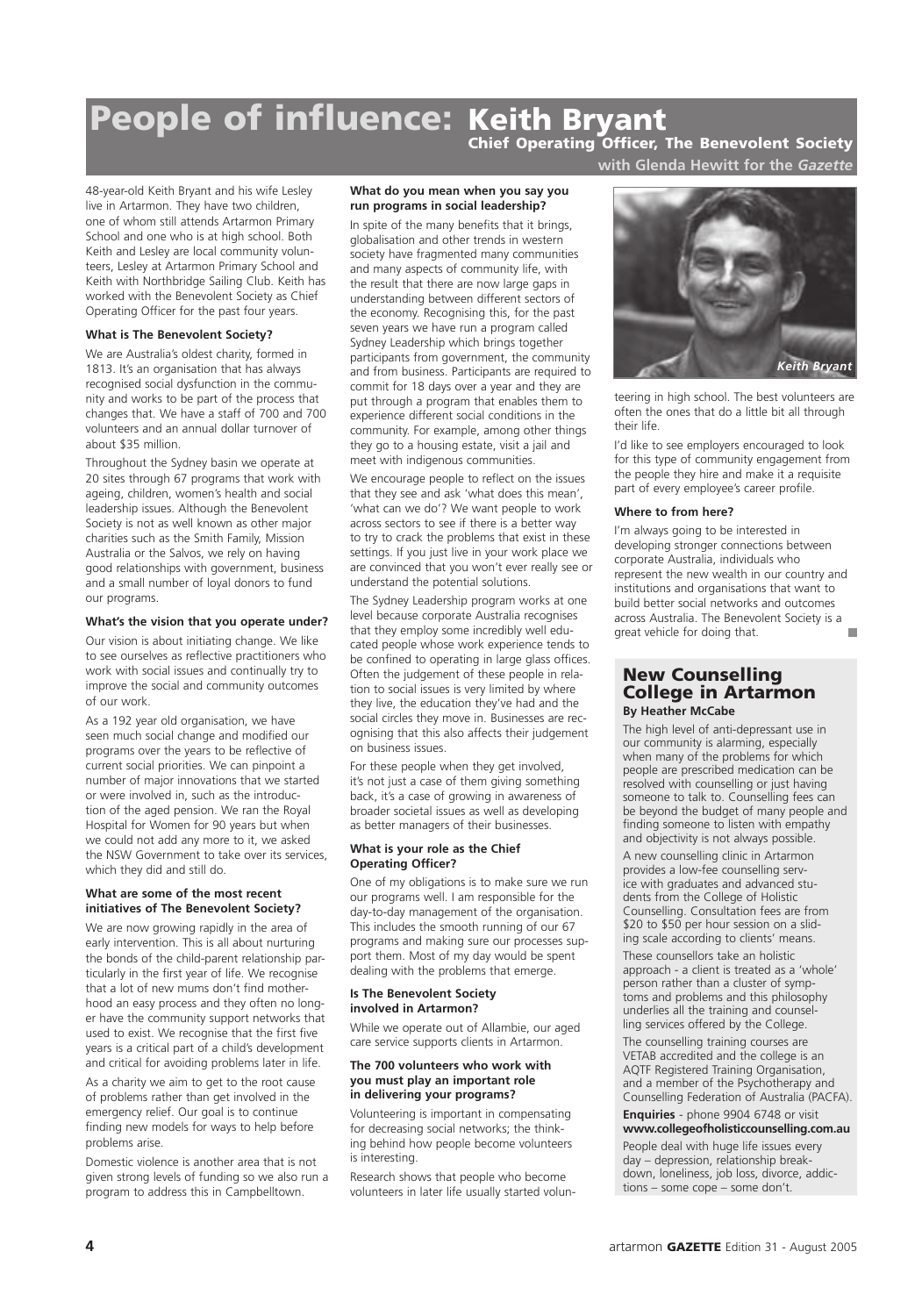# People of influence: Keith Bryant

**Chief Operating Officer, The Benevolent Society**

**with Glenda Hewitt for the *Gazette***

48-year-old Keith Bryant and his wife Lesley live in Artarmon. They have two children, one of whom still attends Artarmon Primary School and one who is at high school. Both Keith and Lesley are local community volunteers, Lesley at Artarmon Primary School and Keith with Northbridge Sailing Club. Keith has worked with the Benevolent Society as Chief Operating Officer for the past four years.

**What is The Benevolent Society?**

We are Australia's oldest charity, formed in 1813. It's an organisation that has always recognised social dysfunction in the community and works to be part of the process that changes that. We have a staff of 700 and 700 volunteers and an annual dollar turnover of about $35 million.

Throughout the Sydney basin we operate at 20 sites through 67 programs that work with ageing, children, women's health and social leadership issues. Although the Benevolent Society is not as well known as other major charities such as the Smith Family, Mission Australia or the Salvos, we rely on having good relationships with government, business and a small number of loyal donors to fund our programs.

**What's the vision that you operate under?**

Our vision is about initiating change. We like to see ourselves as reflective practitioners who work with social issues and continually try to improve the social and community outcomes of our work.

As a 192 year old organisation, we have seen much social change and modified our programs over the years to be reflective of current social priorities. We can pinpoint a number of major innovations that we started or were involved in, such as the introduction of the aged pension. We ran the Royal Hospital for Women for 90 years but when we could not add any more to it, we asked the NSW Government to take over its services, which they did and still do.

**What are some of the most recent initiatives of The Benevolent Society?**

We are now growing rapidly in the area of early intervention. This is all about nurturing the bonds of the child-parent relationship particularly in the first year of life. We recognise that a lot of new mums don't find motherhood an easy process and they often no longer have the community support networks that used to exist. We recognise that the first five years is a critical part of a child's development and critical for avoiding problems later in life.

As a charity we aim to get to the root cause of problems rather than get involved in the emergency relief. Our goal is to continue finding new models for ways to help before problems arise.

Domestic violence is another area that is not given strong levels of funding so we also run a program to address this in Campbelltown.

**What do you mean when you say you run programs in social leadership?**

In spite of the many benefits that it brings, globalisation and other trends in western society have fragmented many communities and many aspects of community life, with the result that there are now large gaps in understanding between different sectors of the economy. Recognising this, for the past seven years we have run a program called Sydney Leadership which brings together participants from government, the community and from business. Participants are required to commit for 18 days over a year and they are put through a program that enables them to experience different social conditions in the community. For example, among other things they go to a housing estate, visit a jail and meet with indigenous communities.

We encourage people to reflect on the issues that they see and ask 'what does this mean', 'what can we do'? We want people to work across sectors to see if there is a better way to try to crack the problems that exist in these settings. If you just live in your work place we are convinced that you won't ever really see or understand the potential solutions.

The Sydney Leadership program works at one level because corporate Australia recognises that they employ some incredibly well educated people whose work experience tends to be confined to operating in large glass offices. Often the judgement of these people in relation to social issues is very limited by where they live, the education they've had and the social circles they move in. Businesses are recognising that this also affects their judgement on business issues.

For these people when they get involved, it's not just a case of them giving something back, it's a case of growing in awareness of broader societal issues as well as developing as better managers of their businesses.

**What is your role as the Chief Operating Officer?**

One of my obligations is to make sure we run our programs well. I am responsible for the day-to-day management of the organisation. This includes the smooth running of our 67 programs and making sure our processes support them. Most of my day would be spent dealing with the problems that emerge.

**Is The Benevolent Society involved in Artarmon?**

While we operate out of Allambie, our aged care service supports clients in Artarmon.

**The 700 volunteers who work with you must play an important role in delivering your programs?**

Volunteering is important in compensating for decreasing social networks; the thinking behind how people become volunteers is interesting.

Research shows that people who become volunteers in later life usually started volunteering in high school. The best volunteers are often the ones that do a little bit all through their life.

*Keith Bryant*

I'd like to see employers encouraged to look for this type of community engagement from the people they hire and make it a requisite part of every employee's career profile.

**Where to from here?**

I'm always going to be interested in developing stronger connections between corporate Australia, individuals who represent the new wealth in our country and institutions and organisations that want to build better social networks and outcomes across Australia. The Benevolent Society is a great vehicle for doing that.

## New Counselling College in Artarmon

**By Heather McCabe**

The high level of anti-depressant use in our community is alarming, especially when many of the problems for which people are prescribed medication can be resolved with counselling or just having someone to talk to. Counselling fees can be beyond the budget of many people and finding someone to listen with empathy and objectivity is not always possible.

A new counselling clinic in Artarmon provides a low-fee counselling service with graduates and advanced students from the College of Holistic Counselling. Consultation fees are from $20 to $50 per hour session on a sliding scale according to clients' means.

These counsellors take an holistic approach - a client is treated as a 'whole' person rather than a cluster of symptoms and problems and this philosophy underlies all the training and counselling services offered by the College.

The counselling training courses are VETAB accredited and the college is an AQTF Registered Training Organisation, and a member of the Psychotherapy and Counselling Federation of Australia (PACFA).

**Enquiries** - phone 9904 6748 or visit **www.collegeofholisticcounselling.com.au**

People deal with huge life issues every day – depression, relationship breakdown, loneliness, job loss, divorce, addictions – some cope – some don't.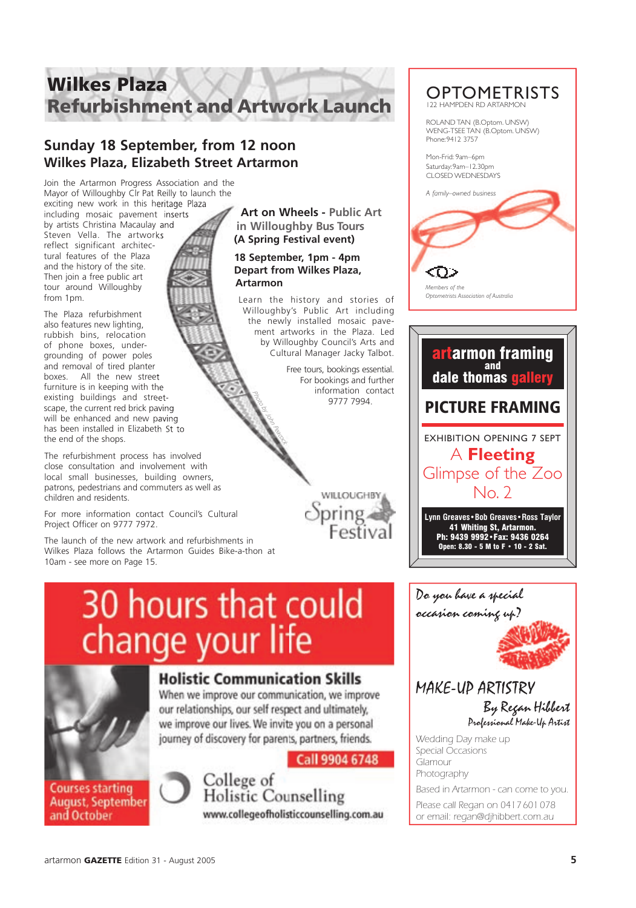# Wilkes Plaza Refurbishment and Artwork Launch

## Sunday 18 September, from 12 noon
## Wilkes Plaza, Elizabeth Street Artarmon

Join the Artarmon Progress Association and the Mayor of Willoughby Clr Pat Reilly to launch the exciting new work in this heritage Plaza including mosaic pavement inserts by artists Christina Macaulay and Steven Vella. The artworks reflect significant architectural features of the Plaza and the history of the site. Then join a free public art tour around Willoughby from 1pm.

The Plaza refurbishment also features new lighting, rubbish bins, relocation of phone boxes, undergrounding of power poles and removal of tired planter boxes. All the new street furniture is in keeping with the existing buildings and streetscape, the current red brick paving will be enhanced and new paving has been installed in Elizabeth St to the end of the shops.

The refurbishment process has involved close consultation and involvement with local small businesses, building owners, patrons, pedestrians and commuters as well as children and residents.

For more information contact Council's Cultural Project Officer on 9777 7972.

The launch of the new artwork and refurbishments in Wilkes Plaza follows the Artarmon Guides Bike-a-thon at 10am - see more on Page 15.

### Art on Wheels - Public Art in Willoughby Bus Tours (A Spring Festival event)

**18 September, 1pm - 4pm**
**Depart from Wilkes Plaza, Artarmon**

Learn the history and stories of Willoughby's Public Art including the newly installed mosaic pavement artworks in the Plaza. Led by Willoughby Council's Arts and Cultural Manager Jacky Talbot.

Free tours, bookings essential. For bookings and further information contact 9777 7994.

*Photo by John Peacock*

Willoughby Spring Festival

---

# OPTOMETRISTS
122 HAMPDEN RD ARTARMON

ROLAND TAN (B.Optom. UNSW)
WENG-TSEE TAN (B.Optom. UNSW)
Phone: 9412 3757

Mon-Frid: 9am–6pm
Saturday: 9am–12.30pm
CLOSED WEDNESDAYS

*A family-owned business*

*Members of the Optometrists Association of Australia*

---

## artarmon framing and dale thomas gallery

## PICTURE FRAMING

EXHIBITION OPENING 7 SEPT

A **Fleeting** Glimpse of the Zoo No. 2

**Lynn Greaves • Bob Greaves • Ross Taylor**
**41 Whiting St, Artarmon.**
**Ph: 9439 9992 • Fax: 9436 0264**
**Open: 8.30 - 5 M to F • 10 - 2 Sat.**

---

# 30 hours that could change your life

## Holistic Communication Skills

When we improve our communication, we improve our relationships, our self respect and ultimately, we improve our lives. We invite you on a personal journey of discovery for parents, partners, friends.

**Call 9904 6748**

Courses starting August, September and October

College of Holistic Counselling
www.collegeofholisticcounselling.com.au

---

*Do you have a special occasion coming up?*

## MAKE-UP ARTISTRY

*By Regan Hibbert*
*Professional Make-Up Artist*

Wedding Day make up
Special Occasions
Glamour
Photography

Based in Artarmon - can come to you.

Please call Regan on 0417 601 078
or email: regan@djhibbert.com.au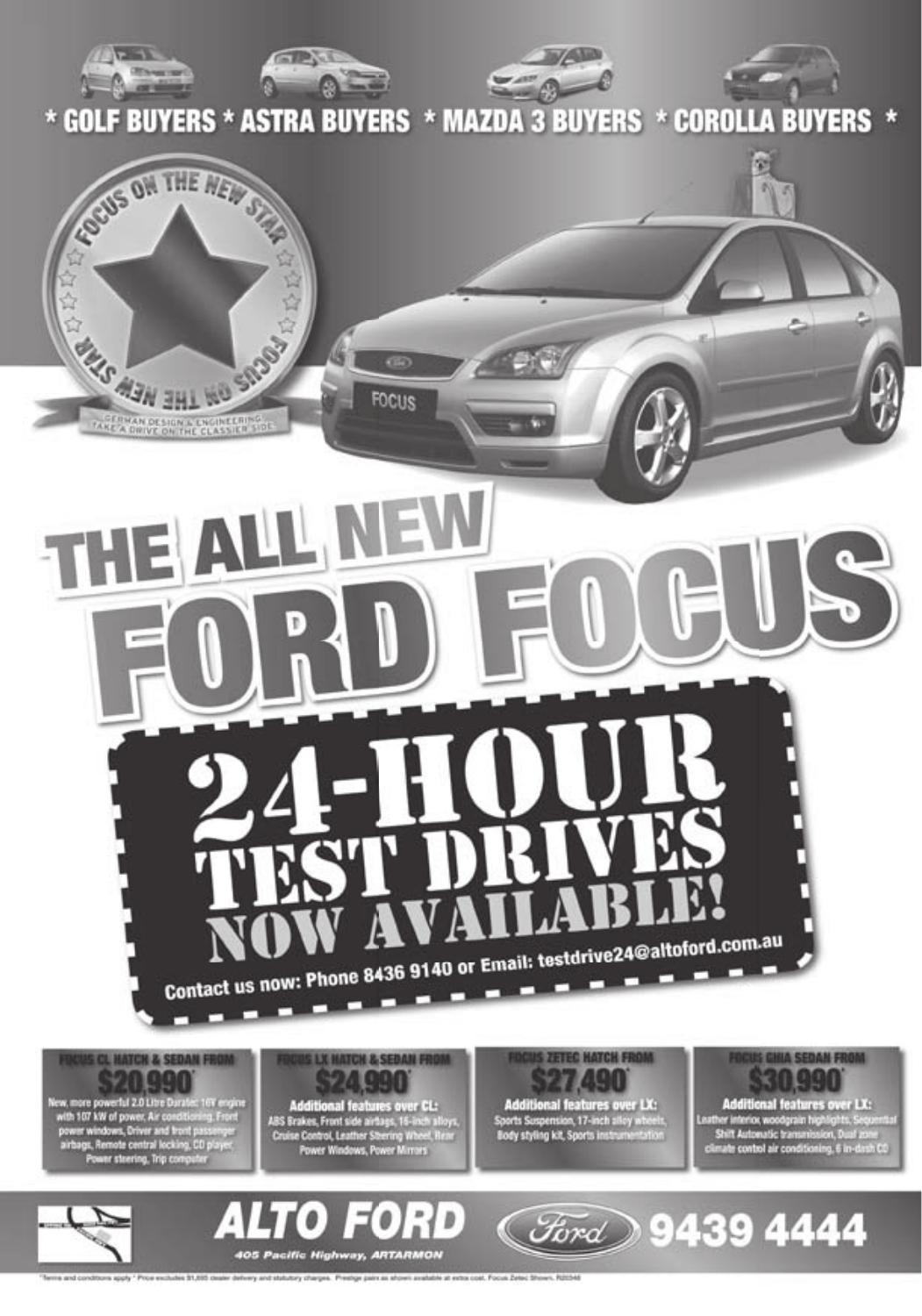\* GOLF BUYERS \* ASTRA BUYERS \* MAZDA 3 BUYERS \* COROLLA BUYERS \*

FOCUS ON THE NEW STAR

GERMAN DESIGN & ENGINEERING
TAKE A DRIVE ON THE CLASSIER SIDE.

# THE ALL NEW FORD FOCUS

## 24-HOUR TEST DRIVES NOW AVAILABLE!

Contact us now: Phone 8436 9140 or Email: testdrive24@altoford.com.au

**FOCUS CL HATCH & SEDAN FROM $20,990\***
New, more powerful 2.0 Litre Duratec 16V engine with 107 kW of power, Air conditioning, Front power windows, Driver and front passenger airbags, Remote central locking, CD player, Power steering, Trip computer

**FOCUS LX HATCH & SEDAN FROM $24,990\***
Additional features over CL:
ABS Brakes, Front side airbags, 16-inch alloys, Cruise Control, Leather Steering Wheel, Rear Power Windows, Power Mirrors

**FOCUS ZETEC HATCH FROM $27,490\***
Additional features over LX:
Sports Suspension, 17-inch alloy wheels, Body styling kit, Sports instrumentation

**FOCUS GHIA SEDAN FROM $30,990\***
Additional features over LX:
Leather interior, woodgrain highlights, Sequential Shift Automatic transmission, Dual zone climate contol air conditioning, 6 in-dash CD

## ALTO FORD 9439 4444

405 Pacific Highway, ARTARMON

\*Terms and conditions apply \* Price excludes $1,695 dealer delivery and statutory charges. Prestige paint as shown available at extra cost. Focus Zetec Shown. R20346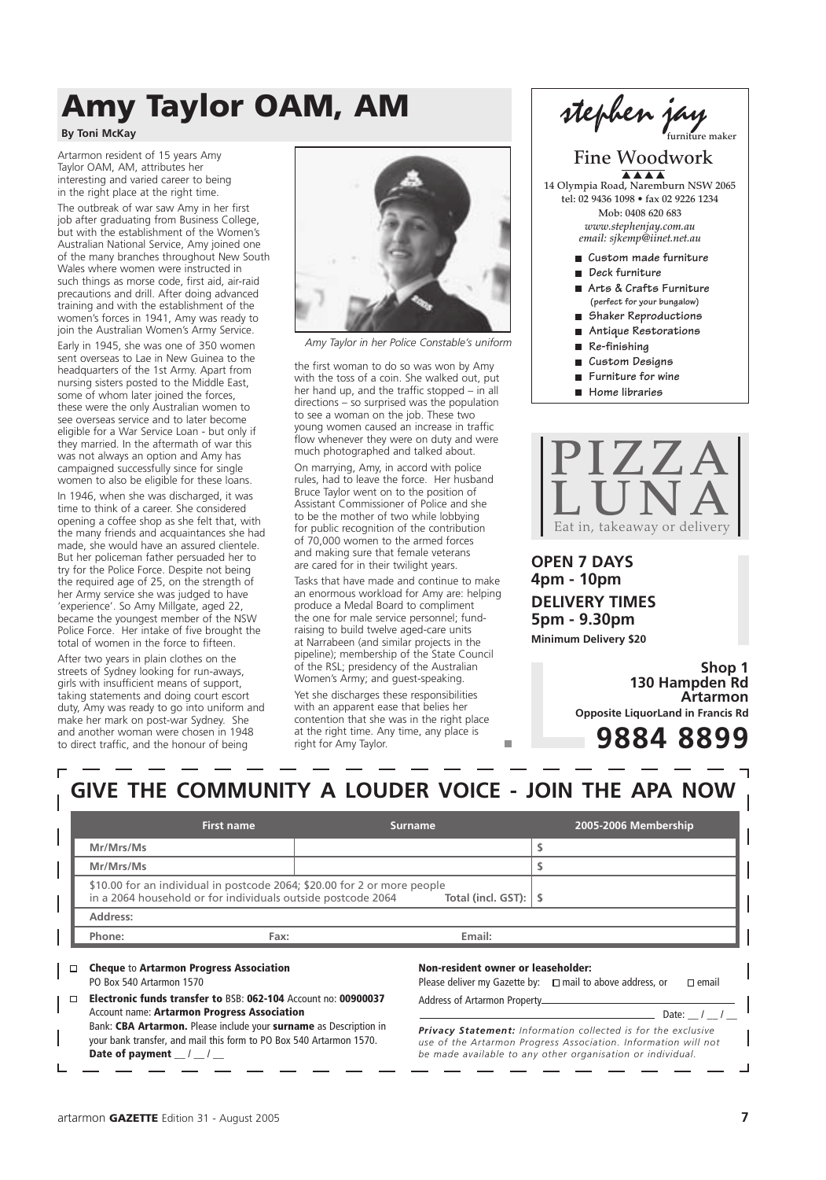# Amy Taylor OAM, AM

**By Toni McKay**

Artarmon resident of 15 years Amy Taylor OAM, AM, attributes her interesting and varied career to being in the right place at the right time.

The outbreak of war saw Amy in her first job after graduating from Business College, but with the establishment of the Women's Australian National Service, Amy joined one of the many branches throughout New South Wales where women were instructed in such things as morse code, first aid, air-raid precautions and drill. After doing advanced training and with the establishment of the women's forces in 1941, Amy was ready to join the Australian Women's Army Service.

Early in 1945, she was one of 350 women sent overseas to Lae in New Guinea to the headquarters of the 1st Army. Apart from nursing sisters posted to the Middle East, some of whom later joined the forces, these were the only Australian women to see overseas service and to later become eligible for a War Service Loan - but only if they married. In the aftermath of war this was not always an option and Amy has campaigned successfully since for single women to also be eligible for these loans.

In 1946, when she was discharged, it was time to think of a career. She considered opening a coffee shop as she felt that, with the many friends and acquaintances she had made, she would have an assured clientele. But her policeman father persuaded her to try for the Police Force. Despite not being the required age of 25, on the strength of her Army service she was judged to have 'experience'. So Amy Millgate, aged 22, became the youngest member of the NSW Police Force. Her intake of five brought the total of women in the force to fifteen.

After two years in plain clothes on the streets of Sydney looking for run-aways, girls with insufficient means of support, taking statements and doing court escort duty, Amy was ready to go into uniform and make her mark on post-war Sydney. She and another woman were chosen in 1948 to direct traffic, and the honour of being the first woman to do so was won by Amy with the toss of a coin. She walked out, put her hand up, and the traffic stopped – in all directions – so surprised was the population to see a woman on the job. These two young women caused an increase in traffic flow whenever they were on duty and were much photographed and talked about.

*Amy Taylor in her Police Constable's uniform*

On marrying, Amy, in accord with police rules, had to leave the force. Her husband Bruce Taylor went on to the position of Assistant Commissioner of Police and she to be the mother of two while lobbying for public recognition of the contribution of 70,000 women to the armed forces and making sure that female veterans are cared for in their twilight years.

Tasks that have made and continue to make an enormous workload for Amy are: helping produce a Medal Board to compliment the one for male service personnel; fund-raising to build twelve aged-care units at Narrabeen (and similar projects in the pipeline); membership of the State Council of the RSL; presidency of the Australian Women's Army; and guest-speaking.

Yet she discharges these responsibilities with an apparent ease that belies her contention that she was in the right place at the right time. Any time, any place is right for Amy Taylor.

---

**stephen jay** furniture maker

**Fine Woodwork**

14 Olympia Road, Naremburn NSW 2065
tel: 02 9436 1098 • fax 02 9226 1234
Mob: 0408 620 683
*www.stephenjay.com.au*
*email: sjkemp@iinet.net.au*

- Custom made furniture
- Deck furniture
- Arts & Crafts Furniture (perfect for your bungalow)
- Shaker Reproductions
- Antique Restorations
- Re-finishing
- Custom Designs
- Furniture for wine
- Home libraries

---

**PIZZA LUNA**

Eat in, takeaway or delivery

**OPEN 7 DAYS**
**4pm - 10pm**
**DELIVERY TIMES**
**5pm - 9.30pm**
**Minimum Delivery $20**

**Shop 1**
**130 Hampden Rd**
**Artarmon**
**Opposite LiquorLand in Francis Rd**

**9884 8899**

---

## GIVE THE COMMUNITY A LOUDER VOICE - JOIN THE APA NOW

| | First name | Surname | 2005-2006 Membership |
|---|---|---|---|
| Mr/Mrs/Ms | | | $ |
| Mr/Mrs/Ms | | | $ |
| $10.00 for an individual in postcode 2064; $20.00 for 2 or more people in a 2064 household or for individuals outside postcode 2064 | | Total (incl. GST): | $ |
| Address: | | | |
| Phone: | Fax: | Email: | |

☐ **Cheque** to **Artarmon Progress Association**
PO Box 540 Artarmon 1570

☐ **Electronic funds transfer to** BSB: **062-104** Account no: **00900037**
Account name: **Artarmon Progress Association**
Bank: **CBA Artarmon.** Please include your **surname** as Description in your bank transfer, and mail this form to PO Box 540 Artarmon 1570.
**Date of payment** __ / __ / __

**Non-resident owner or leaseholder:**
Please deliver my Gazette by: ☐ mail to above address, or ☐ email
Address of Artarmon Property________________________
Date: __ / __ / __

***Privacy Statement:*** *Information collected is for the exclusive use of the Artarmon Progress Association. Information will not be made available to any other organisation or individual.*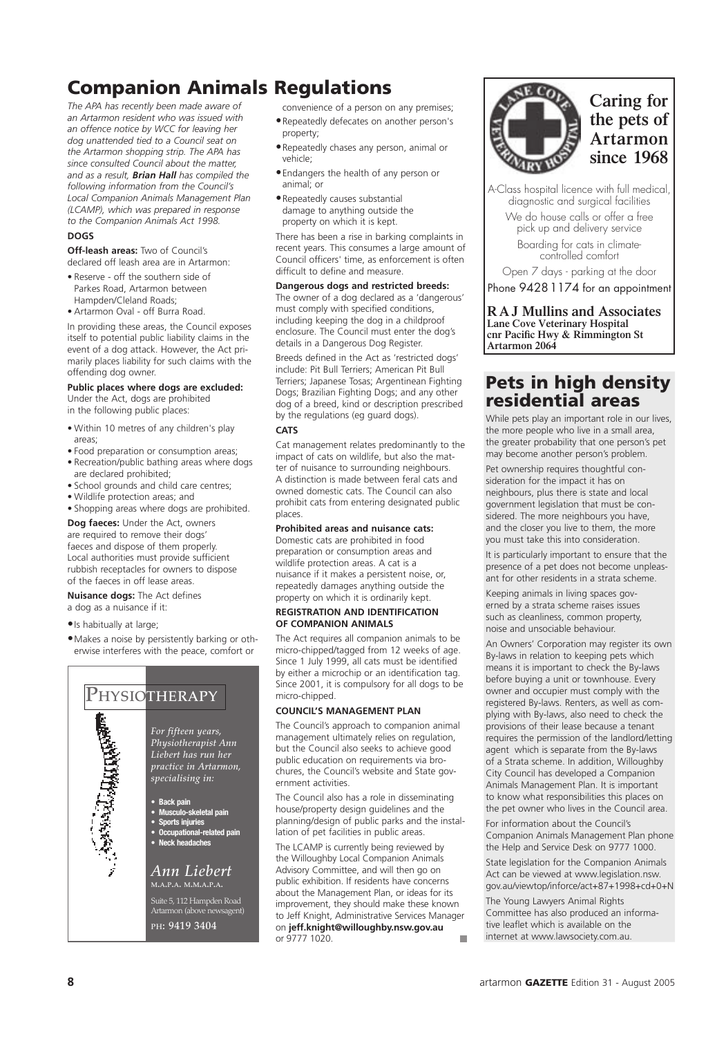# Companion Animals Regulations

*The APA has recently been made aware of an Artarmon resident who was issued with an offence notice by WCC for leaving her dog unattended tied to a Council seat on the Artarmon shopping strip. The APA has since consulted Council about the matter, and as a result, **Brian Hall** has compiled the following information from the Council's Local Companion Animals Management Plan (LCAMP), which was prepared in response to the Companion Animals Act 1998.*

### DOGS

**Off-leash areas:** Two of Council's declared off leash area are in Artarmon:

- Reserve - off the southern side of Parkes Road, Artarmon between Hampden/Cleland Roads;
- Artarmon Oval - off Burra Road.

In providing these areas, the Council exposes itself to potential public liability claims in the event of a dog attack. However, the Act primarily places liability for such claims with the offending dog owner.

**Public places where dogs are excluded:** Under the Act, dogs are prohibited in the following public places:

- Within 10 metres of any children's play areas;
- Food preparation or consumption areas;
- Recreation/public bathing areas where dogs are declared prohibited;
- School grounds and child care centres;
- Wildlife protection areas; and
- Shopping areas where dogs are prohibited.

**Dog faeces:** Under the Act, owners are required to remove their dogs' faeces and dispose of them properly. Local authorities must provide sufficient rubbish receptacles for owners to dispose of the faeces in off lease areas.

**Nuisance dogs:** The Act defines a dog as a nuisance if it:

- Is habitually at large;
- Makes a noise by persistently barking or otherwise interferes with the peace, comfort or convenience of a person on any premises;
- Repeatedly defecates on another person's property;
- Repeatedly chases any person, animal or vehicle;
- Endangers the health of any person or animal; or
- Repeatedly causes substantial damage to anything outside the property on which it is kept.

There has been a rise in barking complaints in recent years. This consumes a large amount of Council officers' time, as enforcement is often difficult to define and measure.

**Dangerous dogs and restricted breeds:** The owner of a dog declared as a 'dangerous' must comply with specified conditions, including keeping the dog in a childproof enclosure. The Council must enter the dog's details in a Dangerous Dog Register.

Breeds defined in the Act as 'restricted dogs' include: Pit Bull Terriers; American Pit Bull Terriers; Japanese Tosas; Argentinean Fighting Dogs; Brazilian Fighting Dogs; and any other dog of a breed, kind or description prescribed by the regulations (eg guard dogs).

### CATS

Cat management relates predominantly to the impact of cats on wildlife, but also the matter of nuisance to surrounding neighbours. A distinction is made between feral cats and owned domestic cats. The Council can also prohibit cats from entering designated public places.

**Prohibited areas and nuisance cats:** Domestic cats are prohibited in food preparation or consumption areas and wildlife protection areas. A cat is a nuisance if it makes a persistent noise, or, repeatedly damages anything outside the property on which it is ordinarily kept.

### REGISTRATION AND IDENTIFICATION OF COMPANION ANIMALS

The Act requires all companion animals to be micro-chipped/tagged from 12 weeks of age. Since 1 July 1999, all cats must be identified by either a microchip or an identification tag. Since 2001, it is compulsory for all dogs to be micro-chipped.

### COUNCIL'S MANAGEMENT PLAN

The Council's approach to companion animal management ultimately relies on regulation, but the Council also seeks to achieve good public education on requirements via brochures, the Council's website and State government activities.

The Council also has a role in disseminating house/property design guidelines and the planning/design of public parks and the installation of pet facilities in public areas.

The LCAMP is currently being reviewed by the Willoughby Local Companion Animals Advisory Committee, and will then go on public exhibition. If residents have concerns about the Management Plan, or ideas for its improvement, they should make these known to Jeff Knight, Administrative Services Manager on **jeff.knight@willoughby.nsw.gov.au** or 9777 1020.

---

## PHYSIOTHERAPY

*For fifteen years, Physiotherapist Ann Liebert has run her practice in Artarmon, specialising in:*

- **Back pain**
- **Musculo-skeletal pain**
- **Sports injuries**
- **Occupational-related pain**
- **Neck headaches**

*Ann Liebert*
M.A.P.A. M.M.A.P.A.

Suite 5, 112 Hampden Road
Artarmon (above newsagent)

PH: 9419 3404

---

## Caring for the pets of Artarmon since 1968

A-Class hospital licence with full medical, diagnostic and surgical facilities

We do house calls or offer a free pick up and delivery service

Boarding for cats in climate-controlled comfort

Open 7 days - parking at the door

Phone 9428 1174 for an appointment

**R A J Mullins and Associates**
**Lane Cove Veterinary Hospital**
**cnr Pacific Hwy & Rimmington St**
**Artarmon 2064**

---

# Pets in high density residential areas

While pets play an important role in our lives, the more people who live in a small area, the greater probability that one person's pet may become another person's problem.

Pet ownership requires thoughtful consideration for the impact it has on neighbours, plus there is state and local government legislation that must be considered. The more neighbours you have, and the closer you live to them, the more you must take this into consideration.

It is particularly important to ensure that the presence of a pet does not become unpleasant for other residents in a strata scheme.

Keeping animals in living spaces governed by a strata scheme raises issues such as cleanliness, common property, noise and unsociable behaviour.

An Owners' Corporation may register its own By-laws in relation to keeping pets which means it is important to check the By-laws before buying a unit or townhouse. Every owner and occupier must comply with the registered By-laws. Renters, as well as complying with By-laws, also need to check the provisions of their lease because a tenant requires the permission of the landlord/letting agent which is separate from the By-laws of a Strata scheme. In addition, Willoughby City Council has developed a Companion Animals Management Plan. It is important to know what responsibilities this places on the pet owner who lives in the Council area.

For information about the Council's Companion Animals Management Plan phone the Help and Service Desk on 9777 1000.

State legislation for the Companion Animals Act can be viewed at www.legislation.nsw.gov.au/viewtop/inforce/act+87+1998+cd+0+N

The Young Lawyers Animal Rights Committee has also produced an informative leaflet which is available on the internet at www.lawsociety.com.au.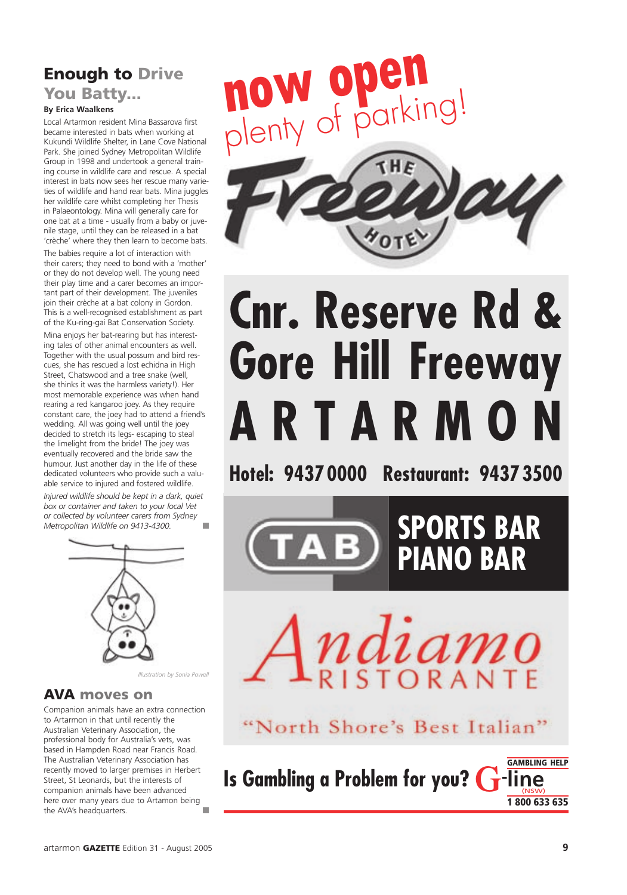## Enough to Drive You Batty...

**By Erica Waalkens**

Local Artarmon resident Mina Bassarova first became interested in bats when working at Kukundi Wildlife Shelter, in Lane Cove National Park. She joined Sydney Metropolitan Wildlife Group in 1998 and undertook a general training course in wildlife care and rescue. A special interest in bats now sees her rescue many varieties of wildlife and hand rear bats. Mina juggles her wildlife care whilst completing her Thesis in Palaeontology. Mina will generally care for one bat at a time - usually from a baby or juvenile stage, until they can be released in a bat 'crèche' where they then learn to become bats.

The babies require a lot of interaction with their carers; they need to bond with a 'mother' or they do not develop well. The young need their play time and a carer becomes an important part of their development. The juveniles join their crèche at a bat colony in Gordon. This is a well-recognised establishment as part of the Ku-ring-gai Bat Conservation Society.

Mina enjoys her bat-rearing but has interesting tales of other animal encounters as well. Together with the usual possum and bird rescues, she has rescued a lost echidna in High Street, Chatswood and a tree snake (well, she thinks it was the harmless variety!). Her most memorable experience was when hand rearing a red kangaroo joey. As they require constant care, the joey had to attend a friend's wedding. All was going well until the joey decided to stretch its legs- escaping to steal the limelight from the bride! The joey was eventually recovered and the bride saw the humour. Just another day in the life of these dedicated volunteers who provide such a valuable service to injured and fostered wildlife.

*Injured wildlife should be kept in a dark, quiet box or container and taken to your local Vet or collected by volunteer carers from Sydney Metropolitan Wildlife on 9413-4300.*

*Illustration by Sonia Powell*

## AVA moves on

Companion animals have an extra connection to Artarmon in that until recently the Australian Veterinary Association, the professional body for Australia's vets, was based in Hampden Road near Francis Road. The Australian Veterinary Association has recently moved to larger premises in Herbert Street, St Leonards, but the interests of companion animals have been advanced here over many years due to Artamon being the AVA's headquarters.

---

**now open**
plenty of parking!

**The Freeway Hotel**

# Cnr. Reserve Rd & Gore Hill Freeway ARTARMON

**Hotel: 9437 0000 Restaurant: 9437 3500**

TAB
**SPORTS BAR**
**PIANO BAR**

**Andiamo Ristorante**

"North Shore's Best Italian"

**Is Gambling a Problem for you?** G-line (NSW) GAMBLING HELP 1 800 633 635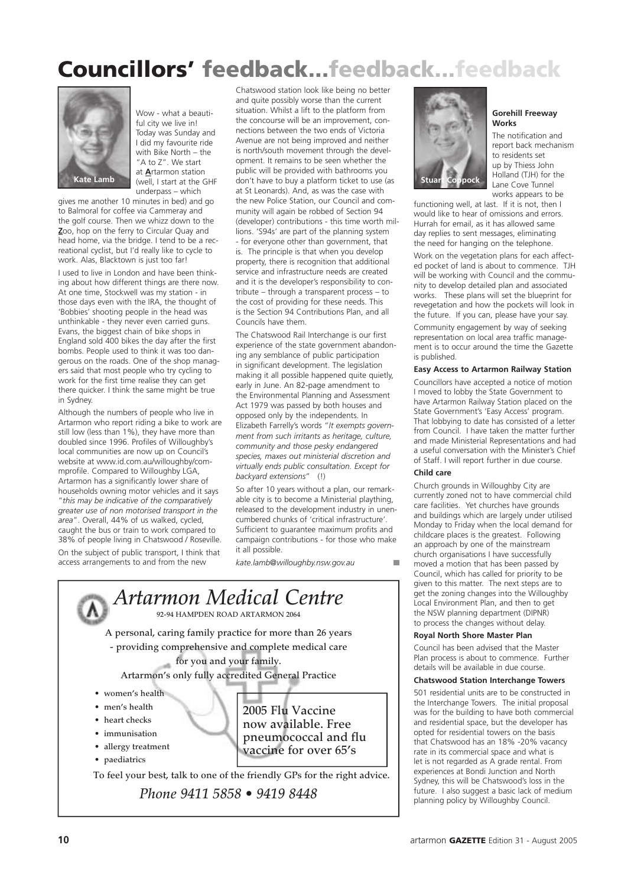# Councillors' feedback...feedback...feedback

Kate Lamb

Wow - what a beautiful city we live in! Today was Sunday and I did my favourite ride with Bike North – the "A to Z". We start at **A**rtarmon station (well, I start at the GHF underpass – which gives me another 10 minutes in bed) and go to Balmoral for coffee via Cammeray and the golf course. Then we whizz down to the **Z**oo, hop on the ferry to Circular Quay and head home, via the bridge. I tend to be a recreational cyclist, but I'd really like to cycle to work. Alas, Blacktown is just too far!

I used to live in London and have been thinking about how different things are there now. At one time, Stockwell was my station - in those days even with the IRA, the thought of 'Bobbies' shooting people in the head was unthinkable - they never even carried guns. Evans, the biggest chain of bike shops in England sold 400 bikes the day after the first bombs. People used to think it was too dangerous on the roads. One of the shop managers said that most people who try cycling to work for the first time realise they can get there quicker. I think the same might be true in Sydney.

Although the numbers of people who live in Artarmon who report riding a bike to work are still low (less than 1%), they have more than doubled since 1996. Profiles of Willoughby's local communities are now up on Council's website at www.id.com.au/willoughby/commprofile. Compared to Willoughby LGA, Artarmon has a significantly lower share of households owning motor vehicles and it says "*this may be indicative of the comparatively greater use of non motorised transport in the area*". Overall, 44% of us walked, cycled, caught the bus or train to work compared to 38% of people living in Chatswood / Roseville.

On the subject of public transport, I think that access arrangements to and from the new Chatswood station look like being no better and quite possibly worse than the current situation. Whilst a lift to the platform from the concourse will be an improvement, connections between the two ends of Victoria Avenue are not being improved and neither is north/south movement through the development. It remains to be seen whether the public will be provided with bathrooms you don't have to buy a platform ticket to use (as at St Leonards). And, as was the case with the new Police Station, our Council and community will again be robbed of Section 94 (developer) contributions - this time worth millions. 'S94s' are part of the planning system - for everyone other than government, that is. The principle is that when you develop property, there is recognition that additional service and infrastructure needs are created and it is the developer's responsibility to contribute – through a transparent process – to the cost of providing for these needs. This is the Section 94 Contributions Plan, and all Councils have them.

The Chatswood Rail Interchange is our first experience of the state government abandoning any semblance of public participation in significant development. The legislation making it all possible happened quite quietly, early in June. An 82-page amendment to the Environmental Planning and Assessment Act 1979 was passed by both houses and opposed only by the independents. In Elizabeth Farrelly's words "*It exempts government from such irritants as heritage, culture, community and those pesky endangered species, maxes out ministerial discretion and virtually ends public consultation. Except for backyard extensions*" (!)

So after 10 years without a plan, our remarkable city is to become a Ministerial plaything, released to the development industry in unencumbered chunks of 'critical infrastructure'. Sufficient to guarantee maximum profits and campaign contributions - for those who make it all possible.

*kate.lamb@willoughby.nsw.gov.au*

Stuart Coppock

#### Gorehill Freeway Works

The notification and report back mechanism to residents set up by Thiess John Holland (TJH) for the Lane Cove Tunnel works appears to be functioning well, at last. If it is not, then I would like to hear of omissions and errors. Hurrah for email, as it has allowed same day replies to sent messages, eliminating the need for hanging on the telephone.

Work on the vegetation plans for each affected pocket of land is about to commence. TJH will be working with Council and the community to develop detailed plan and associated works. These plans will set the blueprint for revegetation and how the pockets will look in the future. If you can, please have your say.

Community engagement by way of seeking representation on local area traffic management is to occur around the time the Gazette is published.

#### Easy Access to Artarmon Railway Station

Councillors have accepted a notice of motion I moved to lobby the State Government to have Artarmon Railway Station placed on the State Government's 'Easy Access' program. That lobbying to date has consisted of a letter from Council. I have taken the matter further and made Ministerial Representations and had a useful conversation with the Minister's Chief of Staff. I will report further in due course.

#### Child care

Church grounds in Willoughby City are currently zoned not to have commercial child care facilities. Yet churches have grounds and buildings which are largely under utilised Monday to Friday when the local demand for childcare places is the greatest. Following an approach by one of the mainstream church organisations I have successfully moved a motion that has been passed by Council, which has called for priority to be given to this matter. The next steps are to get the zoning changes into the Willoughby Local Environment Plan, and then to get the NSW planning department (DIPNR) to process the changes without delay.

#### Royal North Shore Master Plan

Council has been advised that the Master Plan process is about to commence. Further details will be available in due course.

#### Chatswood Station Interchange Towers

501 residential units are to be constructed in the Interchange Towers. The initial proposal was for the building to have both commercial and residential space, but the developer has opted for residential towers on the basis that Chatswood has an 18% -20% vacancy rate in its commercial space and what is let is not regarded as A grade rental. From experiences at Bondi Junction and North Sydney, this will be Chatswood's loss in the future. I also suggest a basic lack of medium planning policy by Willoughby Council.

---

## *Artarmon Medical Centre*

92-94 HAMPDEN ROAD ARTARMON 2064

A personal, caring family practice for more than 26 years - providing comprehensive and complete medical care for you and your family.

Artarmon's only fully accredited General Practice

- women's health
- men's health
- heart checks
- immunisation
- allergy treatment
- paediatrics

2005 Flu Vaccine now available. Free pneumococcal and flu vaccine for over 65's

To feel your best, talk to one of the friendly GPs for the right advice.

*Phone 9411 5858 • 9419 8448*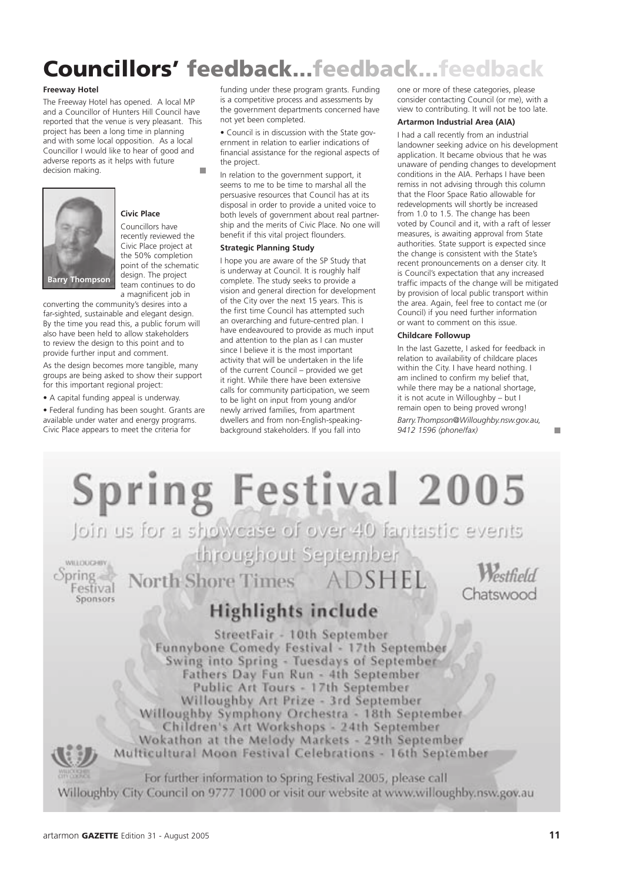# Councillors' feedback...feedback...feedback

### Freeway Hotel

The Freeway Hotel has opened. A local MP and a Councillor of Hunters Hill Council have reported that the venue is very pleasant. This project has been a long time in planning and with some local opposition. As a local Councillor I would like to hear of good and adverse reports as it helps with future decision making.

Barry Thompson

### Civic Place

Councillors have recently reviewed the Civic Place project at the 50% completion point of the schematic design. The project team continues to do a magnificent job in converting the community's desires into a far-sighted, sustainable and elegant design. By the time you read this, a public forum will also have been held to allow stakeholders to review the design to this point and to provide further input and comment.

As the design becomes more tangible, many groups are being asked to show their support for this important regional project:

- A capital funding appeal is underway.
- Federal funding has been sought. Grants are available under water and energy programs. Civic Place appears to meet the criteria for funding under these program grants. Funding is a competitive process and assessments by the government departments concerned have not yet been completed.
- Council is in discussion with the State government in relation to earlier indications of financial assistance for the regional aspects of the project.

In relation to the government support, it seems to me to be time to marshal all the persuasive resources that Council has at its disposal in order to provide a united voice to both levels of government about real partnership and the merits of Civic Place. No one will benefit if this vital project flounders.

### Strategic Planning Study

I hope you are aware of the SP Study that is underway at Council. It is roughly half complete. The study seeks to provide a vision and general direction for development of the City over the next 15 years. This is the first time Council has attempted such an overarching and future-centred plan. I have endeavoured to provide as much input and attention to the plan as I can muster since I believe it is the most important activity that will be undertaken in the life of the current Council – provided we get it right. While there have been extensive calls for community participation, we seem to be light on input from young and/or newly arrived families, from apartment dwellers and from non-English-speaking-background stakeholders. If you fall into one or more of these categories, please consider contacting Council (or me), with a view to contributing. It will not be too late.

### Artarmon Industrial Area (AIA)

I had a call recently from an industrial landowner seeking advice on his development application. It became obvious that he was unaware of pending changes to development conditions in the AIA. Perhaps I have been remiss in not advising through this column that the Floor Space Ratio allowable for redevelopments will shortly be increased from 1.0 to 1.5. The change has been voted by Council and it, with a raft of lesser measures, is awaiting approval from State authorities. State support is expected since the change is consistent with the State's recent pronouncements on a denser city. It is Council's expectation that any increased traffic impacts of the change will be mitigated by provision of local public transport within the area. Again, feel free to contact me (or Council) if you need further information or want to comment on this issue.

### Childcare Followup

In the last Gazette, I asked for feedback in relation to availability of childcare places within the City. I have heard nothing. I am inclined to confirm my belief that, while there may be a national shortage, it is not acute in Willoughby – but I remain open to being proved wrong!

*Barry.Thompson@Willoughby.nsw.gov.au, 9412 1596 (phone/fax)*

# Spring Festival 2005

Join us for a showcase of over 40 fantastic events throughout September

Willoughby Spring Festival Sponsors: North Shore Times, ADSHEL, Westfield Chatswood

## Highlights include

StreetFair - 10th September
Funnybone Comedy Festival - 17th September
Swing into Spring - Tuesdays of September
Fathers Day Fun Run - 4th September
Public Art Tours - 17th September
Willoughby Art Prize - 3rd September
Willoughby Symphony Orchestra - 18th September
Children's Art Workshops - 24th September
Wokathon at the Melody Markets - 29th September
Multicultural Moon Festival Celebrations - 16th September

For further information to Spring Festival 2005, please call Willoughby City Council on 9777 1000 or visit our website at www.willoughby.nsw.gov.au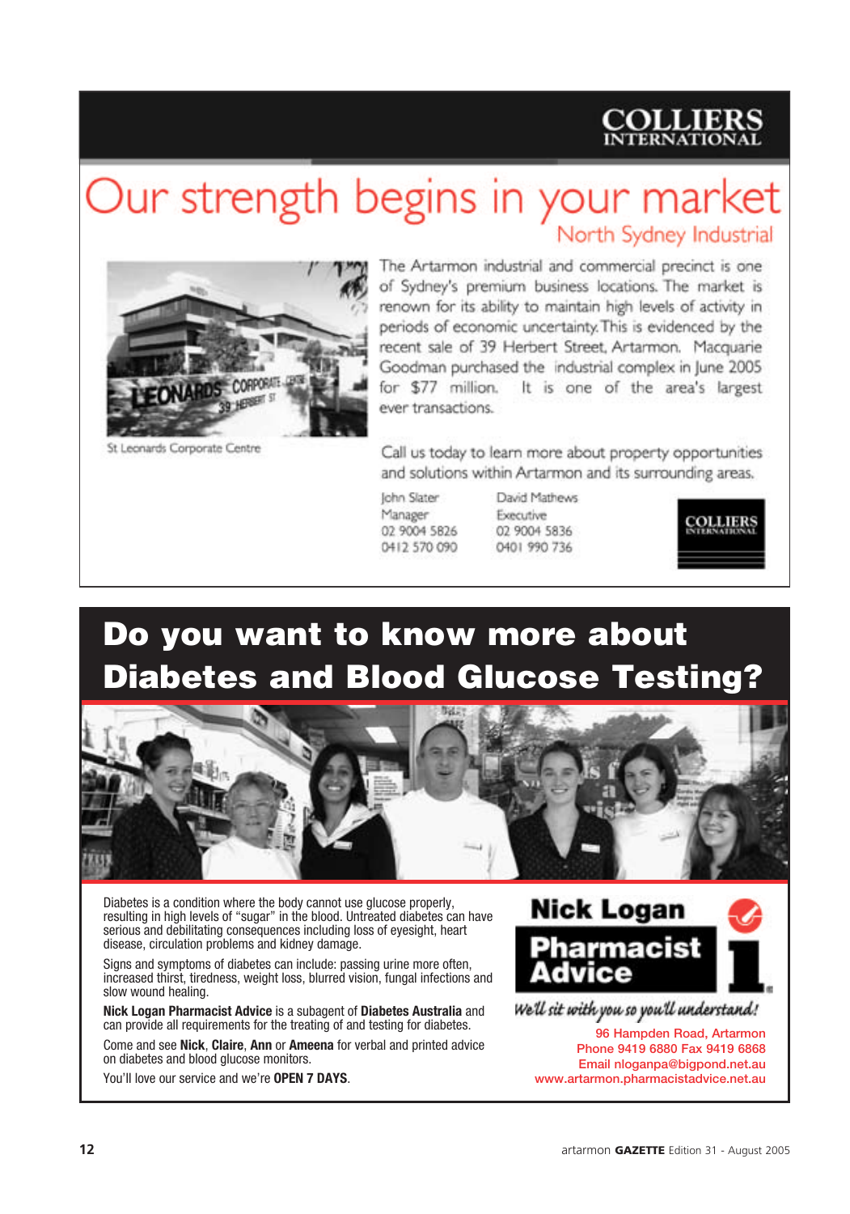COLLIERS INTERNATIONAL

# Our strength begins in your market

## North Sydney Industrial

St Leonards Corporate Centre

The Artarmon industrial and commercial precinct is one of Sydney's premium business locations. The market is renown for its ability to maintain high levels of activity in periods of economic uncertainty. This is evidenced by the recent sale of 39 Herbert Street, Artarmon. Macquarie Goodman purchased the industrial complex in June 2005 for $77 million. It is one of the area's largest ever transactions.

Call us today to learn more about property opportunities and solutions within Artarmon and its surrounding areas.

John Slater
Manager
02 9004 5826
0412 570 090

David Mathews
Executive
02 9004 5836
0401 990 736

COLLIERS INTERNATIONAL

# Do you want to know more about Diabetes and Blood Glucose Testing?

Diabetes is a condition where the body cannot use glucose properly, resulting in high levels of "sugar" in the blood. Untreated diabetes can have serious and debilitating consequences including loss of eyesight, heart disease, circulation problems and kidney damage.

Signs and symptoms of diabetes can include: passing urine more often, increased thirst, tiredness, weight loss, blurred vision, fungal infections and slow wound healing.

**Nick Logan Pharmacist Advice** is a subagent of **Diabetes Australia** and can provide all requirements for the treating of and testing for diabetes.

Come and see **Nick**, **Claire**, **Ann** or **Ameena** for verbal and printed advice on diabetes and blood glucose monitors.

You'll love our service and we're **OPEN 7 DAYS**.

**Nick Logan Pharmacist Advice**

*We'll sit with you so you'll understand!*

96 Hampden Road, Artarmon
Phone 9419 6880 Fax 9419 6868
Email nloganpa@bigpond.net.au
www.artarmon.pharmacistadvice.net.au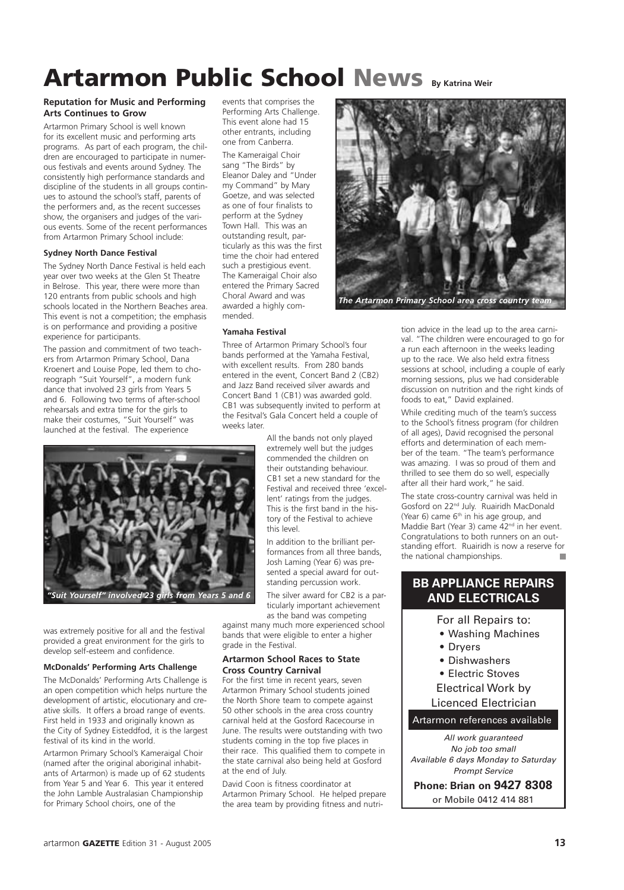# Artarmon Public School News

By Katrina Weir

## Reputation for Music and Performing Arts Continues to Grow

Artarmon Primary School is well known for its excellent music and performing arts programs. As part of each program, the children are encouraged to participate in numerous festivals and events around Sydney. The consistently high performance standards and discipline of the students in all groups continues to astound the school's staff, parents of the performers and, as the recent successes show, the organisers and judges of the various events. Some of the recent performances from Artarmon Primary School include:

### Sydney North Dance Festival

The Sydney North Dance Festival is held each year over two weeks at the Glen St Theatre in Belrose. This year, there were more than 120 entrants from public schools and high schools located in the Northern Beaches area. This event is not a competition; the emphasis is on performance and providing a positive experience for participants.

The passion and commitment of two teachers from Artarmon Primary School, Dana Kroenert and Louise Pope, led them to choreograph "Suit Yourself", a modern funk dance that involved 23 girls from Years 5 and 6. Following two terms of after-school rehearsals and extra time for the girls to make their costumes, "Suit Yourself" was launched at the festival. The experience was extremely positive for all and the festival provided a great environment for the girls to develop self-esteem and confidence.

*"Suit Yourself" involved 23 girls from Years 5 and 6*

### McDonalds' Performing Arts Challenge

The McDonalds' Performing Arts Challenge is an open competition which helps nurture the development of artistic, elocutionary and creative skills. It offers a broad range of events. First held in 1933 and originally known as the City of Sydney Eisteddfod, it is the largest festival of its kind in the world.

Artarmon Primary School's Kameraigal Choir (named after the original aboriginal inhabitants of Artarmon) is made up of 62 students from Year 5 and Year 6. This year it entered the John Lamble Australasian Championship for Primary School choirs, one of the events that comprises the Performing Arts Challenge. This event alone had 15 other entrants, including one from Canberra.

The Kameraigal Choir sang "The Birds" by Eleanor Daley and "Under my Command" by Mary Goetze, and was selected as one of four finalists to perform at the Sydney Town Hall. This was an outstanding result, particularly as this was the first time the choir had entered such a prestigious event. The Kameraigal Choir also entered the Primary Sacred Choral Award and was awarded a highly commended.

### Yamaha Festival

Three of Artarmon Primary School's four bands performed at the Yamaha Festival, with excellent results. From 280 bands entered in the event, Concert Band 2 (CB2) and Jazz Band received silver awards and Concert Band 1 (CB1) was awarded gold. CB1 was subsequently invited to perform at the Fesitval's Gala Concert held a couple of weeks later.

All the bands not only played extremely well but the judges commended the children on their outstanding behaviour. CB1 set a new standard for the Festival and received three 'excellent' ratings from the judges. This is the first band in the history of the Festival to achieve this level.

In addition to the brilliant performances from all three bands, Josh Laming (Year 6) was presented a special award for outstanding percussion work.

The silver award for CB2 is a particularly important achievement as the band was competing against many much more experienced school bands that were eligible to enter a higher grade in the Festival.

### Artarmon School Races to State Cross Country Carnival

For the first time in recent years, seven Artarmon Primary School students joined the North Shore team to compete against 50 other schools in the area cross country carnival held at the Gosford Racecourse in June. The results were outstanding with two students coming in the top five places in their race. This qualified them to compete in the state carnival also being held at Gosford at the end of July.

*The Artarmon Primary School area cross country team*

David Coon is fitness coordinator at Artarmon Primary School. He helped prepare the area team by providing fitness and nutrition advice in the lead up to the area carnival. "The children were encouraged to go for a run each afternoon in the weeks leading up to the race. We also held extra fitness sessions at school, including a couple of early morning sessions, plus we had considerable discussion on nutrition and the right kinds of foods to eat," David explained.

While crediting much of the team's success to the School's fitness program (for children of all ages), David recognised the personal efforts and determination of each member of the team. "The team's performance was amazing. I was so proud of them and thrilled to see them do so well, especially after all their hard work," he said.

The state cross-country carnival was held in Gosford on 22nd July. Ruairidh MacDonald (Year 6) came 6th in his age group, and Maddie Bart (Year 3) came 42nd in her event. Congratulations to both runners on an outstanding effort. Ruairidh is now a reserve for the national championships.

---

**BB APPLIANCE REPAIRS AND ELECTRICALS**

For all Repairs to:
- Washing Machines
- Dryers
- Dishwashers
- Electric Stoves

Electrical Work by Licenced Electrician

Artarmon references available

*All work guaranteed*
*No job too small*
*Available 6 days Monday to Saturday*
*Prompt Service*

**Phone: Brian on 9427 8308**
or Mobile 0412 414 881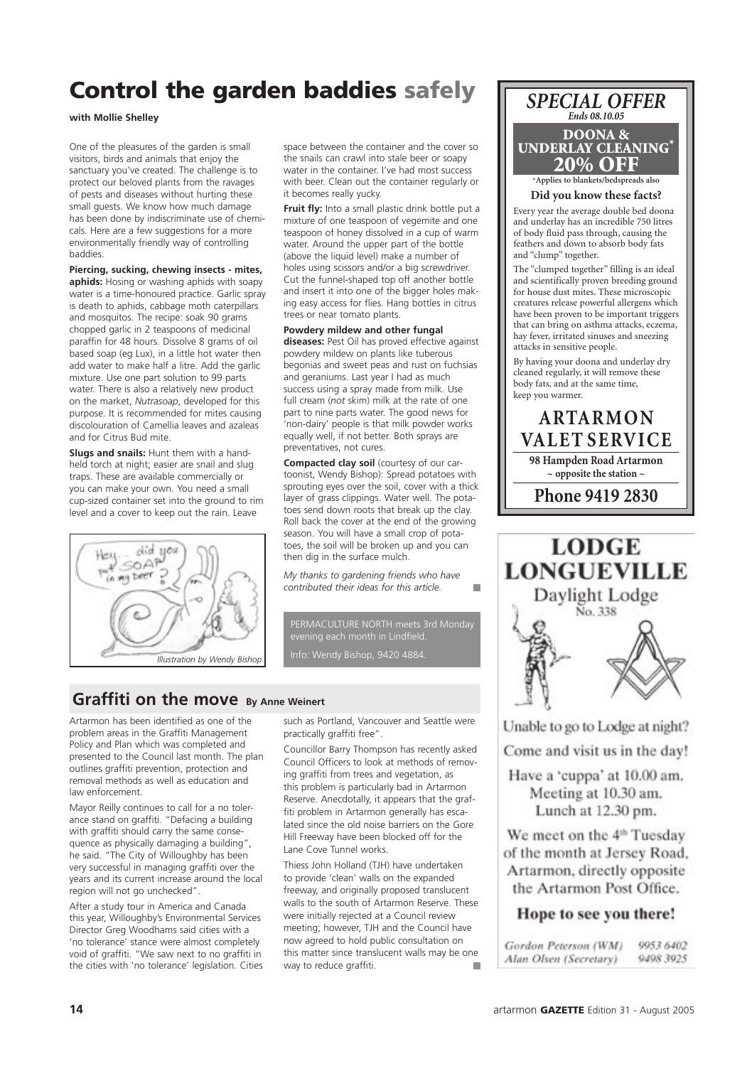# Control the garden baddies safely

**with Mollie Shelley**

One of the pleasures of the garden is small visitors, birds and animals that enjoy the sanctuary you've created. The challenge is to protect our beloved plants from the ravages of pests and diseases without hurting these small guests. We know how much damage has been done by indiscriminate use of chemicals. Here are a few suggestions for a more environmentally friendly way of controlling baddies.

**Piercing, sucking, chewing insects - mites, aphids:** Hosing or washing aphids with soapy water is a time-honoured practice. Garlic spray is death to aphids, cabbage moth caterpillars and mosquitos. The recipe: soak 90 grams chopped garlic in 2 teaspoons of medicinal paraffin for 48 hours. Dissolve 8 grams of oil based soap (eg Lux), in a little hot water then add water to make half a litre. Add the garlic mixture. Use one part solution to 99 parts water. There is also a relatively new product on the market, *Nutrasoap*, developed for this purpose. It is recommended for mites causing discolouration of Camellia leaves and azaleas and for Citrus Bud mite.

**Slugs and snails:** Hunt them with a hand-held torch at night; easier are snail and slug traps. These are available commercially or you can make your own. You need a small cup-sized container set into the ground to rim level and a cover to keep out the rain. Leave space between the container and the cover so the snails can crawl into stale beer or soapy water in the container. I've had most success with beer. Clean out the container regularly or it becomes really yucky.

*Illustration by Wendy Bishop*

**Fruit fly:** Into a small plastic drink bottle put a mixture of one teaspoon of vegemite and one teaspoon of honey dissolved in a cup of warm water. Around the upper part of the bottle (above the liquid level) make a number of holes using scissors and/or a big screwdriver. Cut the funnel-shaped top off another bottle and insert it into one of the bigger holes making easy access for flies. Hang bottles in citrus trees or near tomato plants.

**Powdery mildew and other fungal diseases:** Pest Oil has proved effective against powdery mildew on plants like tuberous begonias and sweet peas and rust on fuchsias and geraniums. Last year I had as much success using a spray made from milk. Use full cream (*not* skim) milk at the rate of one part to nine parts water. The good news for 'non-dairy' people is that milk powder works equally well, if not better. Both sprays are preventatives, not cures.

**Compacted clay soil** (courtesy of our cartoonist, Wendy Bishop): Spread potatoes with sprouting eyes over the soil, cover with a thick layer of grass clippings. Water well. The potatoes send down roots that break up the clay. Roll back the cover at the end of the growing season. You will have a small crop of potatoes, the soil will be broken up and you can then dig in the surface mulch.

*My thanks to gardening friends who have contributed their ideas for this article.*

PERMACULTURE NORTH meets 3rd Monday evening each month in Lindfield.

Info: Wendy Bishop, 9420 4884.

## Graffiti on the move By Anne Weinert

Artarmon has been identified as one of the problem areas in the Graffiti Management Policy and Plan which was completed and presented to the Council last month. The plan outlines graffiti prevention, protection and removal methods as well as education and law enforcement.

Mayor Reilly continues to call for a no tolerance stand on graffiti. "Defacing a building with graffiti should carry the same consequence as physically damaging a building", he said. "The City of Willoughby has been very successful in managing graffiti over the years and its current increase around the local region will not go unchecked".

After a study tour in America and Canada this year, Willoughby's Environmental Services Director Greg Woodhams said cities with a 'no tolerance' stance were almost completely void of graffiti. "We saw next to no graffiti in the cities with 'no tolerance' legislation. Cities such as Portland, Vancouver and Seattle were practically graffiti free".

Councillor Barry Thompson has recently asked Council Officers to look at methods of removing graffiti from trees and vegetation, as this problem is particularly bad in Artarmon Reserve. Anecdotally, it appears that the graffiti problem in Artarmon generally has escalated since the old noise barriers on the Gore Hill Freeway have been blocked off for the Lane Cove Tunnel works.

Thiess John Holland (TJH) have undertaken to provide 'clean' walls on the expanded freeway, and originally proposed translucent walls to the south of Artarmon Reserve. These were initially rejected at a Council review meeting; however, TJH and the Council have now agreed to hold public consultation on this matter since translucent walls may be one way to reduce graffiti.

---

## *SPECIAL OFFER*

*Ends 08.10.05*

**DOONA & UNDERLAY CLEANING\***

**20% OFF**

\*Applies to blankets/bedspreads also

**Did you know these facts?**

Every year the average double bed doona and underlay has an incredible 750 litres of body fluid pass through, causing the feathers and down to absorb body fats and "clump" together.

The "clumped together" filling is an ideal and scientifically proven breeding ground for house dust mites. These microscopic creatures release powerful allergens which have been proven to be important triggers that can bring on asthma attacks, eczema, hay fever, irritated sinuses and sneezing attacks in sensitive people.

By having your doona and underlay dry cleaned regularly, it will remove these body fats, and at the same time, keep you warmer.

**ARTARMON VALET SERVICE**

**98 Hampden Road Artarmon**
**~ opposite the station ~**

**Phone 9419 2830**

---

## LODGE LONGUEVILLE

Daylight Lodge
No. 338

Unable to go to Lodge at night?

Come and visit us in the day!

Have a 'cuppa' at 10.00 am.
Meeting at 10.30 am.
Lunch at 12.30 pm.

We meet on the 4th Tuesday of the month at Jersey Road, Artarmon, directly opposite the Artarmon Post Office.

**Hope to see you there!**

*Gordon Peterson (WM)* 9953 6402
*Alan Olsen (Secretary)* 9498 3925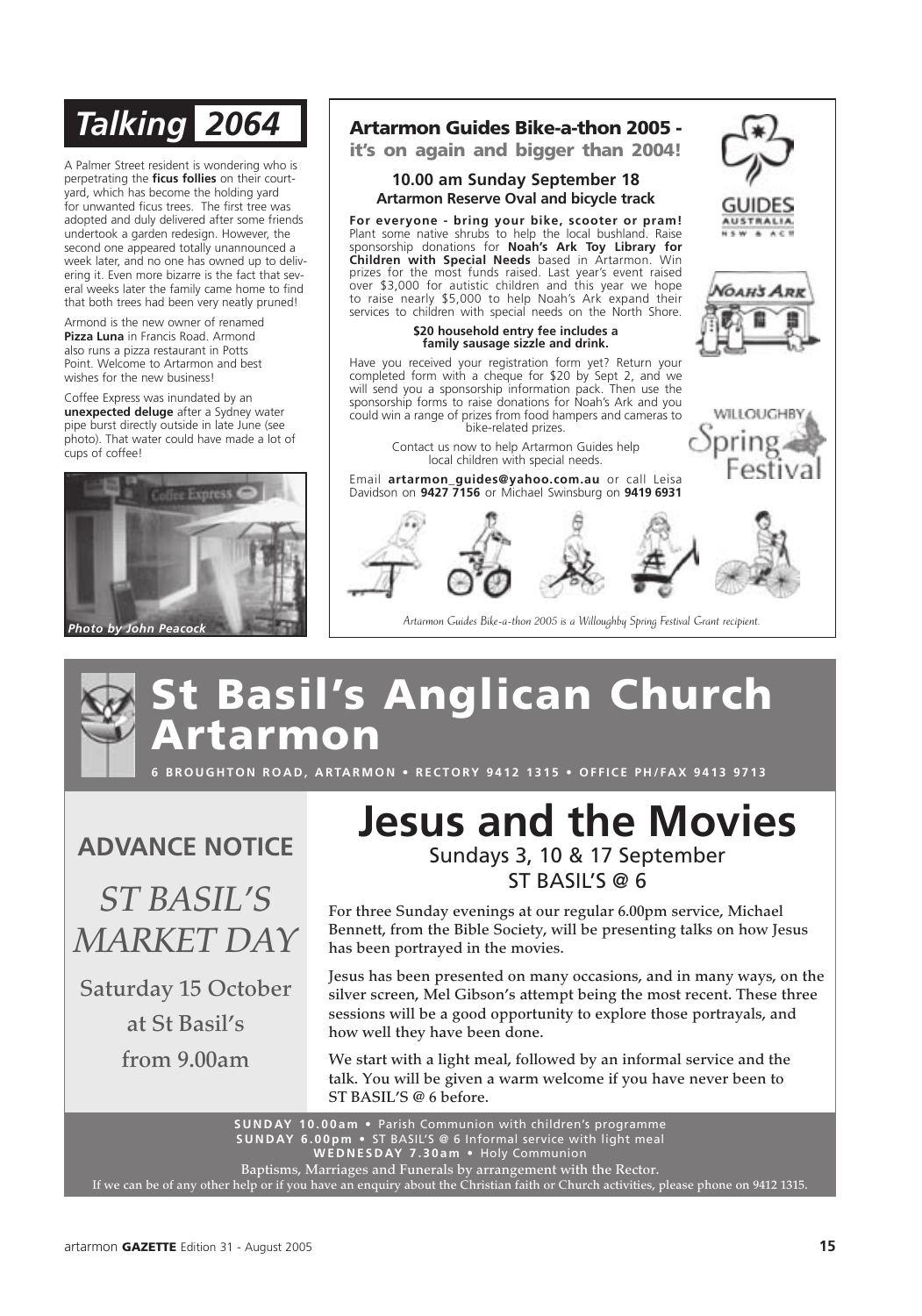# Talking 2064

A Palmer Street resident is wondering who is perpetrating the **ficus follies** on their courtyard, which has become the holding yard for unwanted ficus trees. The first tree was adopted and duly delivered after some friends undertook a garden redesign. However, the second one appeared totally unannounced a week later, and no one has owned up to delivering it. Even more bizarre is the fact that several weeks later the family came home to find that both trees had been very neatly pruned!

Armond is the new owner of renamed **Pizza Luna** in Francis Road. Armond also runs a pizza restaurant in Potts Point. Welcome to Artarmon and best wishes for the new business!

Coffee Express was inundated by an **unexpected deluge** after a Sydney water pipe burst directly outside in late June (see photo). That water could have made a lot of cups of coffee!

*Photo by John Peacock*

## Artarmon Guides Bike-a-thon 2005 - it's on again and bigger than 2004!

**10.00 am Sunday September 18**
**Artarmon Reserve Oval and bicycle track**

**For everyone - bring your bike, scooter or pram!** Plant some native shrubs to help the local bushland. Raise sponsorship donations for **Noah's Ark Toy Library for Children with Special Needs** based in Artarmon. Win prizes for the most funds raised. Last year's event raised over $3,000 for autistic children and this year we hope to raise nearly $5,000 to help Noah's Ark expand their services to children with special needs on the North Shore.

**$20 household entry fee includes a family sausage sizzle and drink.**

Have you received your registration form yet? Return your completed form with a cheque for $20 by Sept 2, and we will send you a sponsorship information pack. Then use the sponsorship forms to raise donations for Noah's Ark and you could win a range of prizes from food hampers and cameras to bike-related prizes.

Contact us now to help Artarmon Guides help local children with special needs.

Email **artarmon_guides@yahoo.com.au** or call Leisa Davidson on **9427 7156** or Michael Swinsburg on **9419 6931**

GUIDES AUSTRALIA NSW & ACT

NOAH'S ARK

WILLOUGHBY Spring Festival

*Artarmon Guides Bike-a-thon 2005 is a Willoughby Spring Festival Grant recipient.*

# St Basil's Anglican Church Artarmon

**6 BROUGHTON ROAD, ARTARMON • RECTORY 9412 1315 • OFFICE PH/FAX 9413 9713**

## ADVANCE NOTICE

*ST BASIL'S MARKET DAY*

**Saturday 15 October**
**at St Basil's**
**from 9.00am**

## Jesus and the Movies

Sundays 3, 10 & 17 September
ST BASIL'S @ 6

For three Sunday evenings at our regular 6.00pm service, Michael Bennett, from the Bible Society, will be presenting talks on how Jesus has been portrayed in the movies.

Jesus has been presented on many occasions, and in many ways, on the silver screen, Mel Gibson's attempt being the most recent. These three sessions will be a good opportunity to explore those portrayals, and how well they have been done.

We start with a light meal, followed by an informal service and the talk. You will be given a warm welcome if you have never been to ST BASIL'S @ 6 before.

**SUNDAY 10.00am** • Parish Communion with children's programme
**SUNDAY 6.00pm** • ST BASIL'S @ 6 Informal service with light meal
**WEDNESDAY 7.30am** • Holy Communion
Baptisms, Marriages and Funerals by arrangement with the Rector.
If we can be of any other help or if you have an enquiry about the Christian faith or Church activities, please phone on 9412 1315.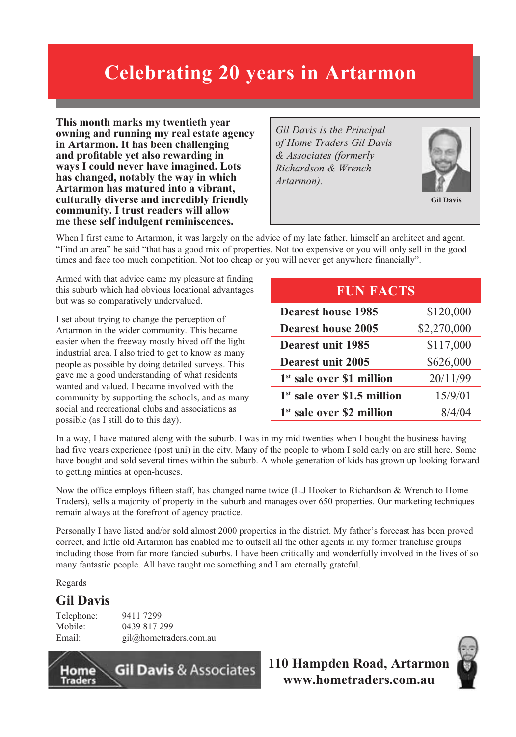# Celebrating 20 years in Artarmon

**This month marks my twentieth year owning and running my real estate agency in Artarmon. It has been challenging and profitable yet also rewarding in ways I could never have imagined. Lots has changed, notably the way in which Artarmon has matured into a vibrant, culturally diverse and incredibly friendly community. I trust readers will allow me these self indulgent reminiscences.**

*Gil Davis is the Principal of Home Traders Gil Davis & Associates (formerly Richardson & Wrench Artarmon).*

**Gil Davis**

When I first came to Artarmon, it was largely on the advice of my late father, himself an architect and agent. "Find an area" he said "that has a good mix of properties. Not too expensive or you will only sell in the good times and face too much competition. Not too cheap or you will never get anywhere financially".

Armed with that advice came my pleasure at finding this suburb which had obvious locational advantages but was so comparatively undervalued.

I set about trying to change the perception of Artarmon in the wider community. This became easier when the freeway mostly hived off the light industrial area. I also tried to get to know as many people as possible by doing detailed surveys. This gave me a good understanding of what residents wanted and valued. I became involved with the community by supporting the schools, and as many social and recreational clubs and associations as possible (as I still do to this day).

| FUN FACTS | |
|---|---|
| **Dearest house 1985** | $120,000 |
| **Dearest house 2005** | $2,270,000 |
| **Dearest unit 1985** | $117,000 |
| **Dearest unit 2005** | $626,000 |
| **1st sale over $1 million** | 20/11/99 |
| **1st sale over $1.5 million** | 15/9/01 |
| **1st sale over $2 million** | 8/4/04 |

In a way, I have matured along with the suburb. I was in my mid twenties when I bought the business having had five years experience (post uni) in the city. Many of the people to whom I sold early on are still here. Some have bought and sold several times within the suburb. A whole generation of kids has grown up looking forward to getting minties at open-houses.

Now the office employs fifteen staff, has changed name twice (L.J Hooker to Richardson & Wrench to Home Traders), sells a majority of property in the suburb and manages over 650 properties. Our marketing techniques remain always at the forefront of agency practice.

Personally I have listed and/or sold almost 2000 properties in the district. My father's forecast has been proved correct, and little old Artarmon has enabled me to outsell all the other agents in my former franchise groups including those from far more fancied suburbs. I have been critically and wonderfully involved in the lives of so many fantastic people. All have taught me something and I am eternally grateful.

Regards

**Gil Davis**

Telephone: 9411 7299
Mobile: 0439 817 299
Email: gil@hometraders.com.au

Home Traders Gil Davis & Associates

**110 Hampden Road, Artarmon**
**www.hometraders.com.au**